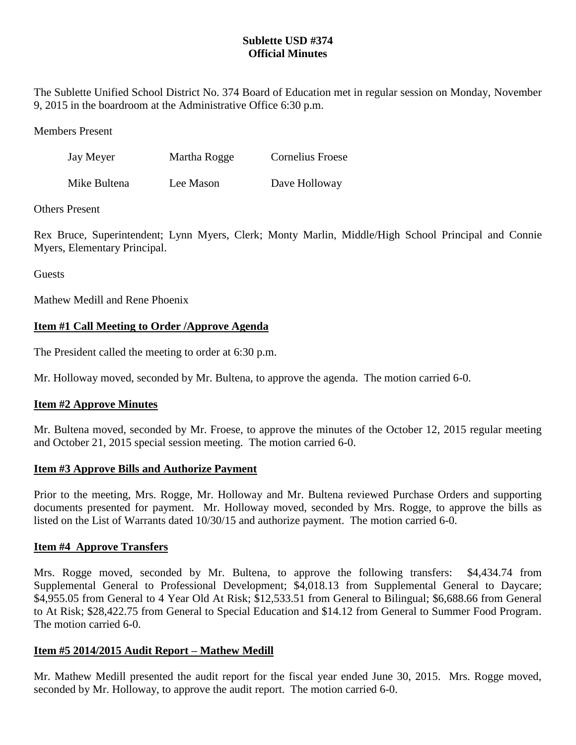# Sublette USD #374
## Official Minutes

The Sublette Unified School District No. 374 Board of Education met in regular session on Monday, November 9, 2015 in the boardroom at the Administrative Office 6:30 p.m.

Members Present

| | | |
|---|---|---|
| Jay Meyer | Martha Rogge | Cornelius Froese |
| Mike Bultena | Lee Mason | Dave Holloway |

Others Present

Rex Bruce, Superintendent; Lynn Myers, Clerk; Monty Marlin, Middle/High School Principal and Connie Myers, Elementary Principal.

Guests

Mathew Medill and Rene Phoenix

### Item #1 Call Meeting to Order /Approve Agenda

The President called the meeting to order at 6:30 p.m.

Mr. Holloway moved, seconded by Mr. Bultena, to approve the agenda. The motion carried 6-0.

### Item #2 Approve Minutes

Mr. Bultena moved, seconded by Mr. Froese, to approve the minutes of the October 12, 2015 regular meeting and October 21, 2015 special session meeting. The motion carried 6-0.

### Item #3 Approve Bills and Authorize Payment

Prior to the meeting, Mrs. Rogge, Mr. Holloway and Mr. Bultena reviewed Purchase Orders and supporting documents presented for payment. Mr. Holloway moved, seconded by Mrs. Rogge, to approve the bills as listed on the List of Warrants dated 10/30/15 and authorize payment. The motion carried 6-0.

### Item #4 Approve Transfers

Mrs. Rogge moved, seconded by Mr. Bultena, to approve the following transfers: $4,434.74 from Supplemental General to Professional Development; $4,018.13 from Supplemental General to Daycare; $4,955.05 from General to 4 Year Old At Risk; $12,533.51 from General to Bilingual; $6,688.66 from General to At Risk; $28,422.75 from General to Special Education and $14.12 from General to Summer Food Program. The motion carried 6-0.

### Item #5 2014/2015 Audit Report – Mathew Medill

Mr. Mathew Medill presented the audit report for the fiscal year ended June 30, 2015. Mrs. Rogge moved, seconded by Mr. Holloway, to approve the audit report. The motion carried 6-0.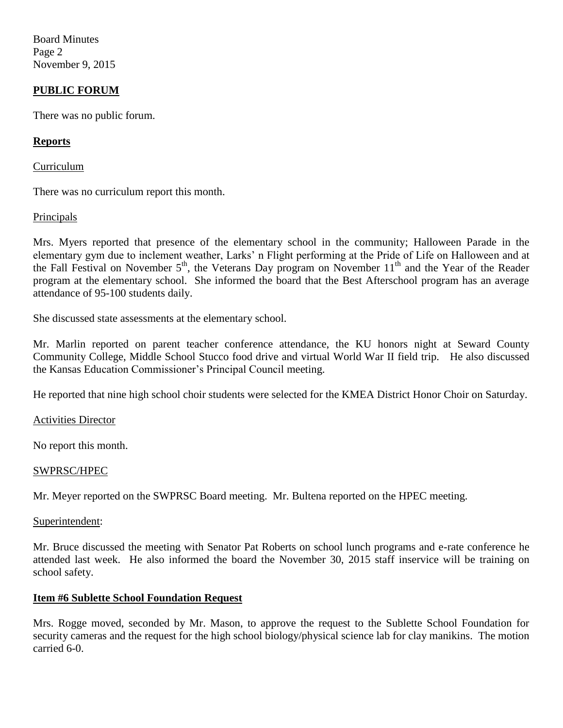## PUBLIC FORUM

There was no public forum.

## Reports

Curriculum

There was no curriculum report this month.

Principals

Mrs. Myers reported that presence of the elementary school in the community; Halloween Parade in the elementary gym due to inclement weather, Larks' n Flight performing at the Pride of Life on Halloween and at the Fall Festival on November 5th, the Veterans Day program on November 11th and the Year of the Reader program at the elementary school. She informed the board that the Best Afterschool program has an average attendance of 95-100 students daily.

She discussed state assessments at the elementary school.

Mr. Marlin reported on parent teacher conference attendance, the KU honors night at Seward County Community College, Middle School Stucco food drive and virtual World War II field trip. He also discussed the Kansas Education Commissioner's Principal Council meeting.

He reported that nine high school choir students were selected for the KMEA District Honor Choir on Saturday.

Activities Director

No report this month.

SWPRSC/HPEC

Mr. Meyer reported on the SWPRSC Board meeting. Mr. Bultena reported on the HPEC meeting.

Superintendent:

Mr. Bruce discussed the meeting with Senator Pat Roberts on school lunch programs and e-rate conference he attended last week. He also informed the board the November 30, 2015 staff inservice will be training on school safety.

## Item #6 Sublette School Foundation Request

Mrs. Rogge moved, seconded by Mr. Mason, to approve the request to the Sublette School Foundation for security cameras and the request for the high school biology/physical science lab for clay manikins. The motion carried 6-0.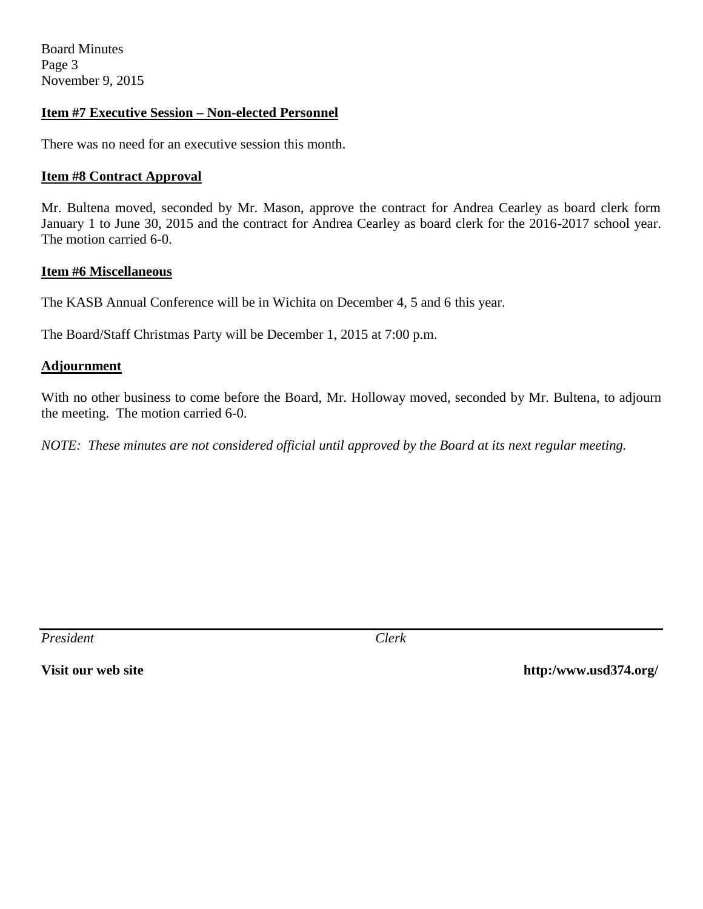### Item #7 Executive Session – Non-elected Personnel

There was no need for an executive session this month.

### Item #8 Contract Approval

Mr. Bultena moved, seconded by Mr. Mason, approve the contract for Andrea Cearley as board clerk form January 1 to June 30, 2015 and the contract for Andrea Cearley as board clerk for the 2016-2017 school year. The motion carried 6-0.

### Item #6 Miscellaneous

The KASB Annual Conference will be in Wichita on December 4, 5 and 6 this year.

The Board/Staff Christmas Party will be December 1, 2015 at 7:00 p.m.

### Adjournment

With no other business to come before the Board, Mr. Holloway moved, seconded by Mr. Bultena, to adjourn the meeting. The motion carried 6-0.

*NOTE: These minutes are not considered official until approved by the Board at its next regular meeting.*

*President* *Clerk*

**Visit our web site** **http:/www.usd374.org/**